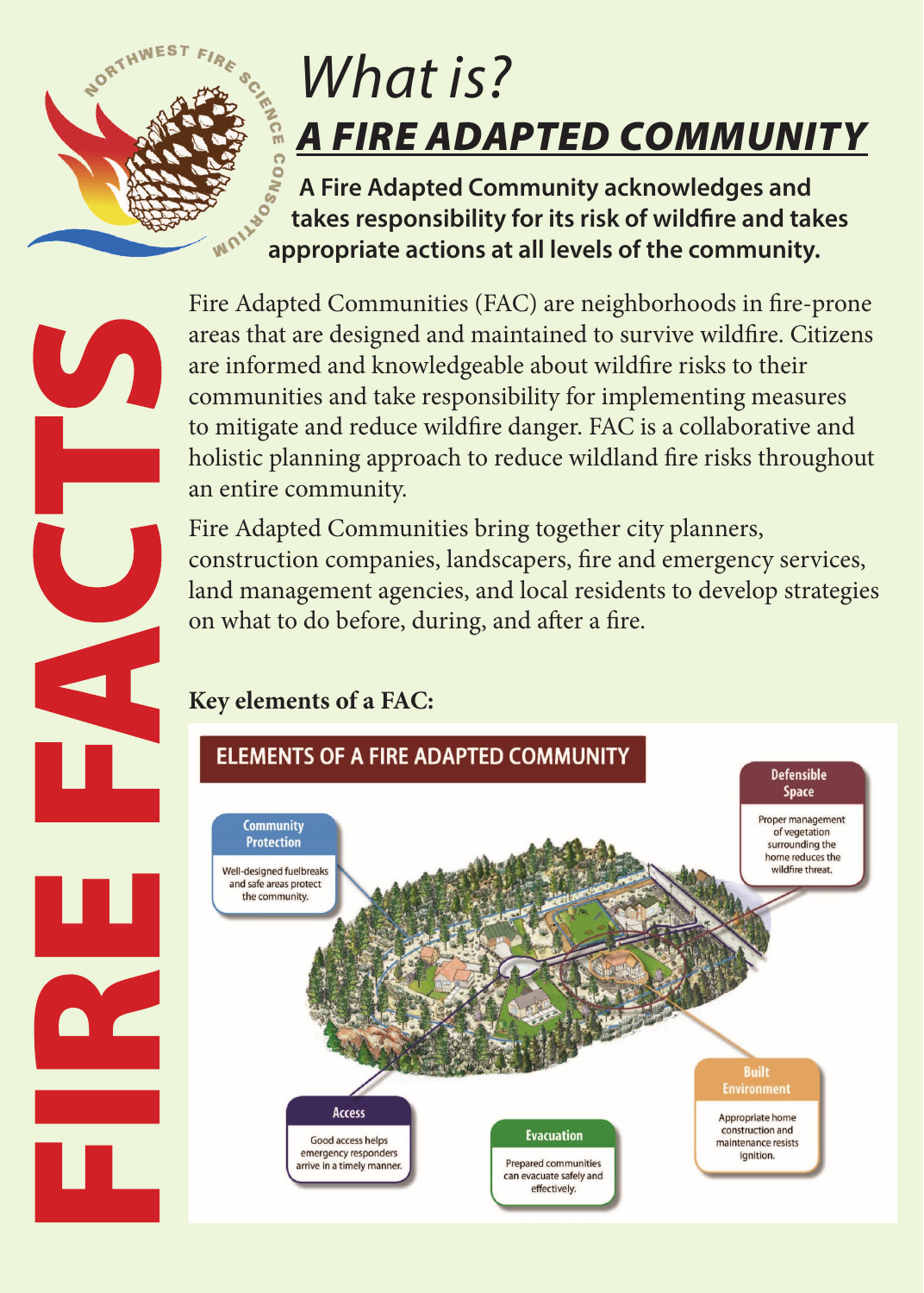# What is?

## A FIRE ADAPTED COMMUNITY

**A Fire Adapted Community acknowledges and takes responsibility for its risk of wildfire and takes appropriate actions at all levels of the community.**

FIRE FACTS

Fire Adapted Communities (FAC) are neighborhoods in fire-prone areas that are designed and maintained to survive wildfire. Citizens are informed and knowledgeable about wildfire risks to their communities and take responsibility for implementing measures to mitigate and reduce wildfire danger. FAC is a collaborative and holistic planning approach to reduce wildland fire risks throughout an entire community.

Fire Adapted Communities bring together city planners, construction companies, landscapers, fire and emergency services, land management agencies, and local residents to develop strategies on what to do before, during, and after a fire.

### Key elements of a FAC:

**ELEMENTS OF A FIRE ADAPTED COMMUNITY**

**Community Protection**
Well-designed fuelbreaks and safe areas protect the community.

**Defensible Space**
Proper management of vegetation surrounding the home reduces the wildfire threat.

**Access**
Good access helps emergency responders arrive in a timely manner.

**Evacuation**
Prepared communities can evacuate safely and effectively.

**Built Environment**
Appropriate home construction and maintenance resists ignition.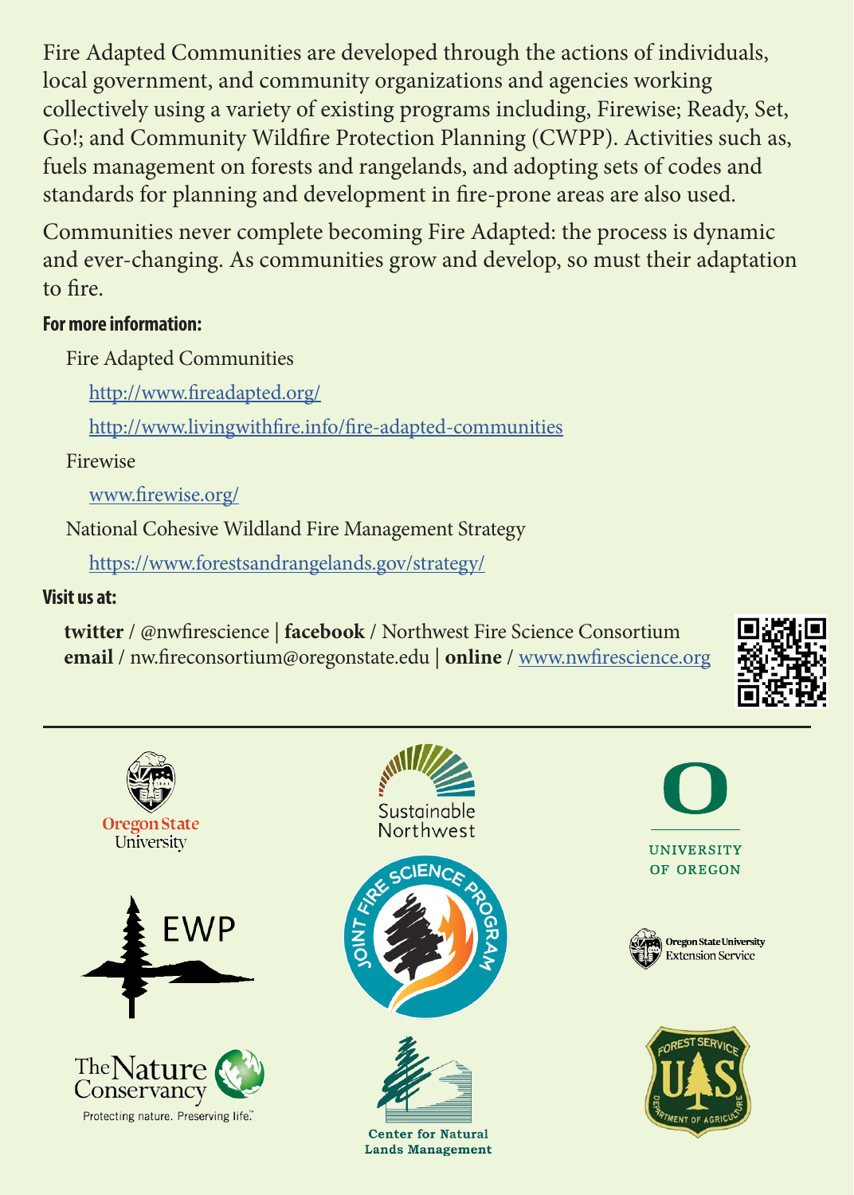Fire Adapted Communities are developed through the actions of individuals, local government, and community organizations and agencies working collectively using a variety of existing programs including, Firewise; Ready, Set, Go!; and Community Wildfire Protection Planning (CWPP). Activities such as, fuels management on forests and rangelands, and adopting sets of codes and standards for planning and development in fire-prone areas are also used.

Communities never complete becoming Fire Adapted: the process is dynamic and ever-changing. As communities grow and develop, so must their adaptation to fire.

**For more information:**

Fire Adapted Communities

- http://www.fireadapted.org/
- http://www.livingwithfire.info/fire-adapted-communities

Firewise

- www.firewise.org/

National Cohesive Wildland Fire Management Strategy

- https://www.forestsandrangelands.gov/strategy/

**Visit us at:**

**twitter** / @nwfirescience | **facebook** / Northwest Fire Science Consortium
**email** / nw.fireconsortium@oregonstate.edu | **online** / www.nwfirescience.org

Oregon State University

Sustainable Northwest

University of Oregon

EWP

Joint Fire Science Program

Oregon State University Extension Service

The Nature Conservancy
Protecting nature. Preserving life.™

Center for Natural Lands Management

Forest Service U.S. Department of Agriculture